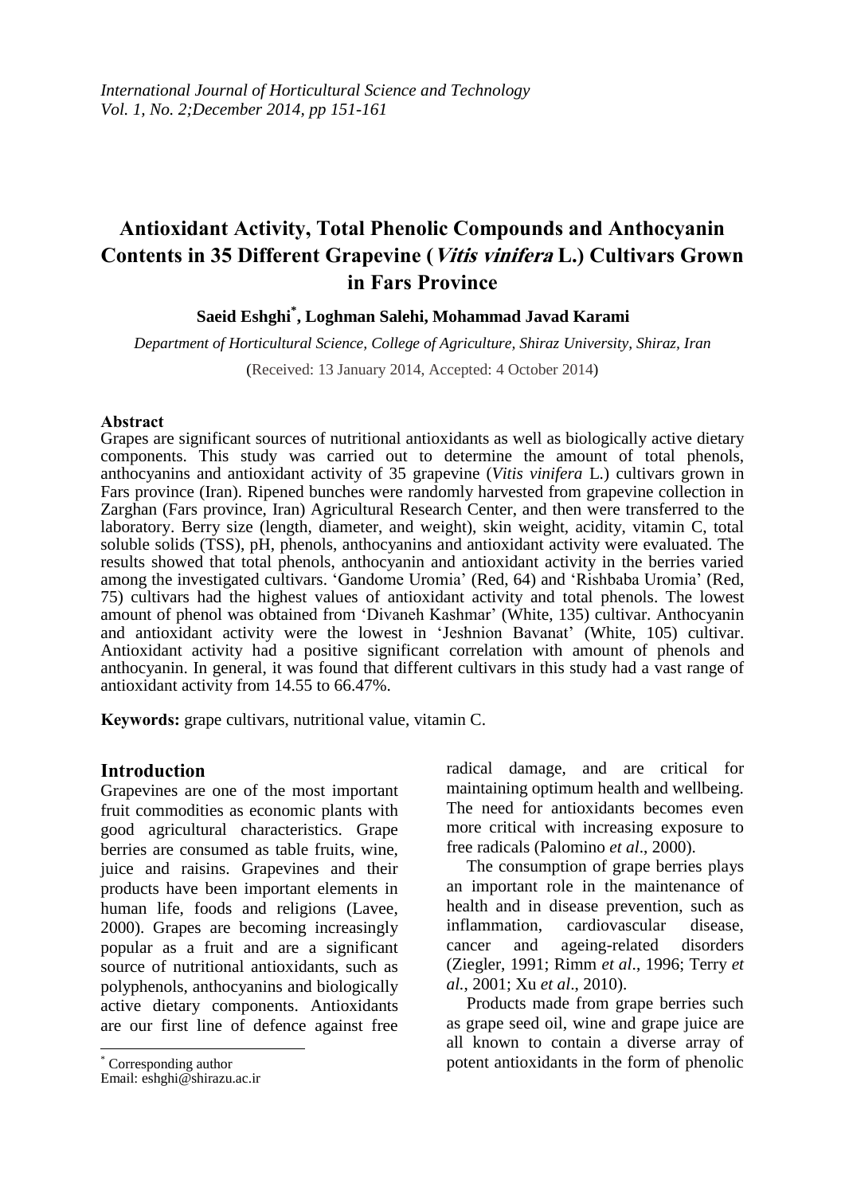# Antioxidant Activity, Total Phenolic Compounds and Anthocyanin Contents in 35 Different Grapevine (*Vitis vinifera* L.) Cultivars Grown in Fars Province

**Saeid Eshghi[*], Loghman Salehi, Mohammad Javad Karami**

*Department of Horticultural Science, College of Agriculture, Shiraz University, Shiraz, Iran*

(Received: 13 January 2014, Accepted: 4 October 2014)

### Abstract

Grapes are significant sources of nutritional antioxidants as well as biologically active dietary components. This study was carried out to determine the amount of total phenols, anthocyanins and antioxidant activity of 35 grapevine (*Vitis vinifera* L.) cultivars grown in Fars province (Iran). Ripened bunches were randomly harvested from grapevine collection in Zarghan (Fars province, Iran) Agricultural Research Center, and then were transferred to the laboratory. Berry size (length, diameter, and weight), skin weight, acidity, vitamin C, total soluble solids (TSS), pH, phenols, anthocyanins and antioxidant activity were evaluated. The results showed that total phenols, anthocyanin and antioxidant activity in the berries varied among the investigated cultivars. 'Gandome Uromia' (Red, 64) and 'Rishbaba Uromia' (Red, 75) cultivars had the highest values of antioxidant activity and total phenols. The lowest amount of phenol was obtained from 'Divaneh Kashmar' (White, 135) cultivar. Anthocyanin and antioxidant activity were the lowest in 'Jeshnion Bavanat' (White, 105) cultivar. Antioxidant activity had a positive significant correlation with amount of phenols and anthocyanin. In general, it was found that different cultivars in this study had a vast range of antioxidant activity from 14.55 to 66.47%.

**Keywords:** grape cultivars, nutritional value, vitamin C.

## Introduction

Grapevines are one of the most important fruit commodities as economic plants with good agricultural characteristics. Grape berries are consumed as table fruits, wine, juice and raisins. Grapevines and their products have been important elements in human life, foods and religions (Lavee, 2000). Grapes are becoming increasingly popular as a fruit and are a significant source of nutritional antioxidants, such as polyphenols, anthocyanins and biologically active dietary components. Antioxidants are our first line of defence against free radical damage, and are critical for maintaining optimum health and wellbeing. The need for antioxidants becomes even more critical with increasing exposure to free radicals (Palomino *et al*., 2000).

The consumption of grape berries plays an important role in the maintenance of health and in disease prevention, such as inflammation, cardiovascular disease, cancer and ageing-related disorders (Ziegler, 1991; Rimm *et al*., 1996; Terry *et al*., 2001; Xu *et al*., 2010).

Products made from grape berries such as grape seed oil, wine and grape juice are all known to contain a diverse array of potent antioxidants in the form of phenolic

---

[*] Corresponding author
Email: eshghi@shirazu.ac.ir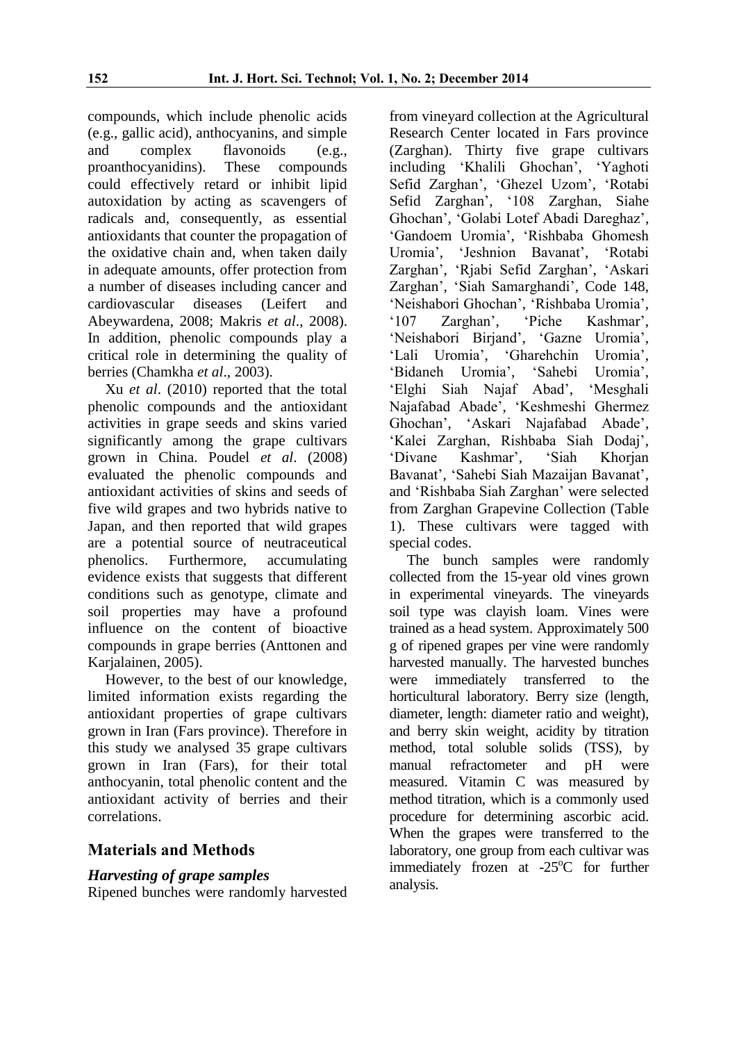compounds, which include phenolic acids (e.g., gallic acid), anthocyanins, and simple and complex flavonoids (e.g., proanthocyanidins). These compounds could effectively retard or inhibit lipid autoxidation by acting as scavengers of radicals and, consequently, as essential antioxidants that counter the propagation of the oxidative chain and, when taken daily in adequate amounts, offer protection from a number of diseases including cancer and cardiovascular diseases (Leifert and Abeywardena, 2008; Makris *et al*., 2008). In addition, phenolic compounds play a critical role in determining the quality of berries (Chamkha *et al*., 2003).

Xu *et al*. (2010) reported that the total phenolic compounds and the antioxidant activities in grape seeds and skins varied significantly among the grape cultivars grown in China. Poudel *et al*. (2008) evaluated the phenolic compounds and antioxidant activities of skins and seeds of five wild grapes and two hybrids native to Japan, and then reported that wild grapes are a potential source of neutraceutical phenolics. Furthermore, accumulating evidence exists that suggests that different conditions such as genotype, climate and soil properties may have a profound influence on the content of bioactive compounds in grape berries (Anttonen and Karjalainen, 2005).

However, to the best of our knowledge, limited information exists regarding the antioxidant properties of grape cultivars grown in Iran (Fars province). Therefore in this study we analysed 35 grape cultivars grown in Iran (Fars), for their total anthocyanin, total phenolic content and the antioxidant activity of berries and their correlations.

## Materials and Methods

### *Harvesting of grape samples*

Ripened bunches were randomly harvested from vineyard collection at the Agricultural Research Center located in Fars province (Zarghan). Thirty five grape cultivars including 'Khalili Ghochan', 'Yaghoti Sefid Zarghan', 'Ghezel Uzom', 'Rotabi Sefid Zarghan', '108 Zarghan, Siahe Ghochan', 'Golabi Lotef Abadi Dareghaz', 'Gandoem Uromia', 'Rishbaba Ghomesh Uromia', 'Jeshnion Bavanat', 'Rotabi Zarghan', 'Rjabi Sefid Zarghan', 'Askari Zarghan', 'Siah Samarghandi', Code 148, 'Neishabori Ghochan', 'Rishbaba Uromia', '107 Zarghan', 'Piche Kashmar', 'Neishabori Birjand', 'Gazne Uromia', 'Lali Uromia', 'Gharehchin Uromia', 'Bidaneh Uromia', 'Sahebi Uromia', 'Elghi Siah Najaf Abad', 'Mesghali Najafabad Abade', 'Keshmeshi Ghermez Ghochan', 'Askari Najafabad Abade', 'Kalei Zarghan, Rishbaba Siah Dodaj', 'Divane Kashmar', 'Siah Khorjan Bavanat', 'Sahebi Siah Mazaijan Bavanat', and 'Rishbaba Siah Zarghan' were selected from Zarghan Grapevine Collection (Table 1). These cultivars were tagged with special codes.

The bunch samples were randomly collected from the 15-year old vines grown in experimental vineyards. The vineyards soil type was clayish loam. Vines were trained as a head system. Approximately 500 g of ripened grapes per vine were randomly harvested manually. The harvested bunches were immediately transferred to the horticultural laboratory. Berry size (length, diameter, length: diameter ratio and weight), and berry skin weight, acidity by titration method, total soluble solids (TSS), by manual refractometer and pH were measured. Vitamin C was measured by method titration, which is a commonly used procedure for determining ascorbic acid. When the grapes were transferred to the laboratory, one group from each cultivar was immediately frozen at -25°C for further analysis.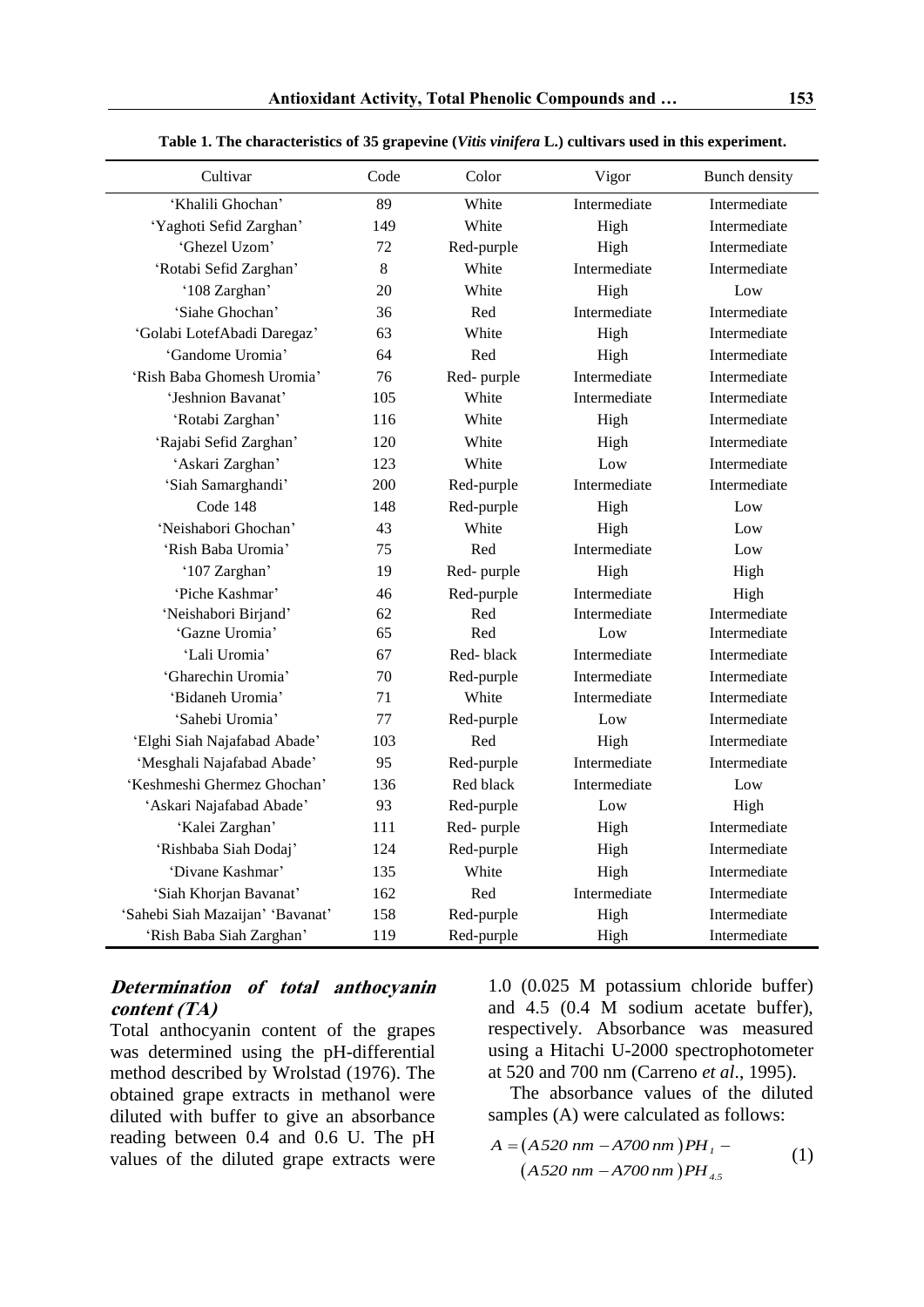**Table 1. The characteristics of 35 grapevine (*Vitis vinifera* L.) cultivars used in this experiment.**

| Cultivar | Code | Color | Vigor | Bunch density |
|---|---|---|---|---|
| 'Khalili Ghochan' | 89 | White | Intermediate | Intermediate |
| 'Yaghoti Sefid Zarghan' | 149 | White | High | Intermediate |
| 'Ghezel Uzom' | 72 | Red-purple | High | Intermediate |
| 'Rotabi Sefid Zarghan' | 8 | White | Intermediate | Intermediate |
| '108 Zarghan' | 20 | White | High | Low |
| 'Siahe Ghochan' | 36 | Red | Intermediate | Intermediate |
| 'Golabi LotefAbadi Daregaz' | 63 | White | High | Intermediate |
| 'Gandome Uromia' | 64 | Red | High | Intermediate |
| 'Rish Baba Ghomesh Uromia' | 76 | Red- purple | Intermediate | Intermediate |
| 'Jeshnion Bavanat' | 105 | White | Intermediate | Intermediate |
| 'Rotabi Zarghan' | 116 | White | High | Intermediate |
| 'Rajabi Sefid Zarghan' | 120 | White | High | Intermediate |
| 'Askari Zarghan' | 123 | White | Low | Intermediate |
| 'Siah Samarghandi' | 200 | Red-purple | Intermediate | Intermediate |
| Code 148 | 148 | Red-purple | High | Low |
| 'Neishabori Ghochan' | 43 | White | High | Low |
| 'Rish Baba Uromia' | 75 | Red | Intermediate | Low |
| '107 Zarghan' | 19 | Red- purple | High | High |
| 'Piche Kashmar' | 46 | Red-purple | Intermediate | High |
| 'Neishabori Birjand' | 62 | Red | Intermediate | Intermediate |
| 'Gazne Uromia' | 65 | Red | Low | Intermediate |
| 'Lali Uromia' | 67 | Red- black | Intermediate | Intermediate |
| 'Gharechin Uromia' | 70 | Red-purple | Intermediate | Intermediate |
| 'Bidaneh Uromia' | 71 | White | Intermediate | Intermediate |
| 'Sahebi Uromia' | 77 | Red-purple | Low | Intermediate |
| 'Elghi Siah Najafabad Abade' | 103 | Red | High | Intermediate |
| 'Mesghali Najafabad Abade' | 95 | Red-purple | Intermediate | Intermediate |
| 'Keshmeshi Ghermez Ghochan' | 136 | Red black | Intermediate | Low |
| 'Askari Najafabad Abade' | 93 | Red-purple | Low | High |
| 'Kalei Zarghan' | 111 | Red- purple | High | Intermediate |
| 'Rishbaba Siah Dodaj' | 124 | Red-purple | High | Intermediate |
| 'Divane Kashmar' | 135 | White | High | Intermediate |
| 'Siah Khorjan Bavanat' | 162 | Red | Intermediate | Intermediate |
| 'Sahebi Siah Mazaijan' 'Bavanat' | 158 | Red-purple | High | Intermediate |
| 'Rish Baba Siah Zarghan' | 119 | Red-purple | High | Intermediate |

### *Determination of total anthocyanin content (TA)*

Total anthocyanin content of the grapes was determined using the pH-differential method described by Wrolstad (1976). The obtained grape extracts in methanol were diluted with buffer to give an absorbance reading between 0.4 and 0.6 U. The pH values of the diluted grape extracts were 1.0 (0.025 M potassium chloride buffer) and 4.5 (0.4 M sodium acetate buffer), respectively. Absorbance was measured using a Hitachi U-2000 spectrophotometer at 520 and 700 nm (Carreno *et al*., 1995).

The absorbance values of the diluted samples (A) were calculated as follows:

$$A = (A520\ nm - A700\ nm)PH_{1} - (A520\ nm - A700\ nm)PH_{4.5} \quad (1)$$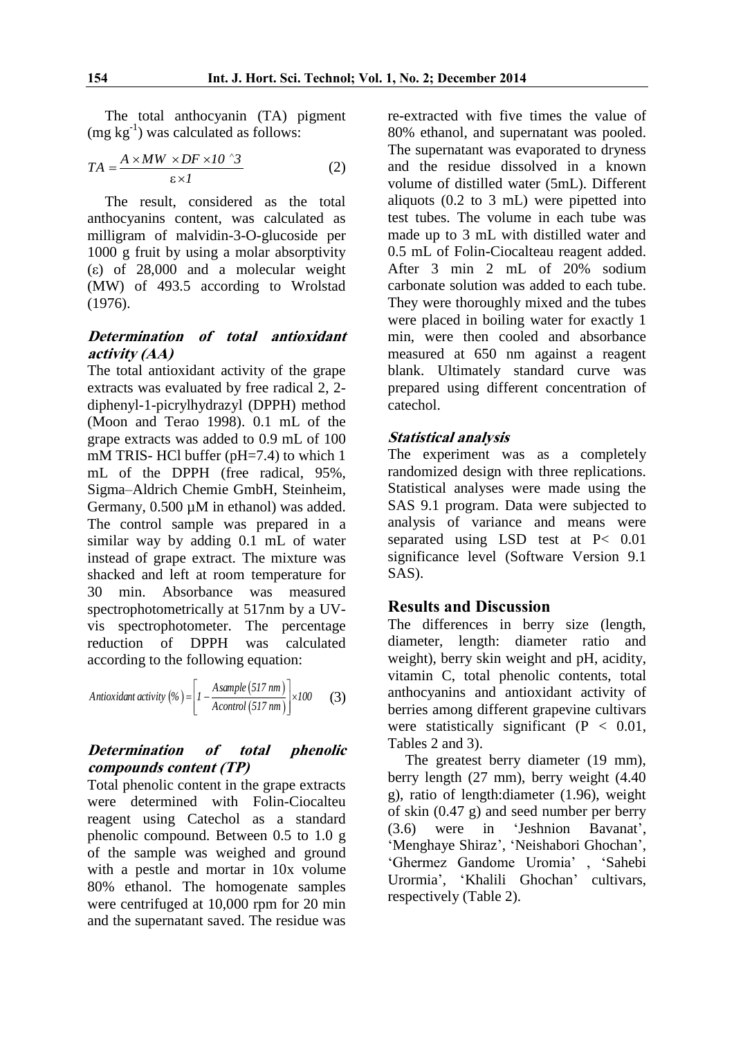The total anthocyanin (TA) pigment ($mg\ kg^{-1}$) was calculated as follows:

$$TA = \frac{A \times MW \times DF \times 10^{3}}{\varepsilon \times 1} \qquad (2)$$

The result, considered as the total anthocyanins content, was calculated as milligram of malvidin-3-O-glucoside per 1000 g fruit by using a molar absorptivity ($\varepsilon$) of 28,000 and a molecular weight (MW) of 493.5 according to Wrolstad (1976).

### *Determination of total antioxidant activity (AA)*

The total antioxidant activity of the grape extracts was evaluated by free radical 2, 2-diphenyl-1-picrylhydrazyl (DPPH) method (Moon and Terao 1998). 0.1 mL of the grape extracts was added to 0.9 mL of 100 mM TRIS- HCl buffer (pH=7.4) to which 1 mL of the DPPH (free radical, 95%, Sigma–Aldrich Chemie GmbH, Steinheim, Germany, 0.500 µM in ethanol) was added. The control sample was prepared in a similar way by adding 0.1 mL of water instead of grape extract. The mixture was shacked and left at room temperature for 30 min. Absorbance was measured spectrophotometrically at 517nm by a UV-vis spectrophotometer. The percentage reduction of DPPH was calculated according to the following equation:

$$Antioxidant\ activity\ (\%) = \left[1 - \frac{Asample\ (517\ nm)}{Acontrol\ (517\ nm)}\right] \times 100 \qquad (3)$$

### *Determination of total phenolic compounds content (TP)*

Total phenolic content in the grape extracts were determined with Folin-Ciocalteu reagent using Catechol as a standard phenolic compound. Between 0.5 to 1.0 g of the sample was weighed and ground with a pestle and mortar in 10x volume 80% ethanol. The homogenate samples were centrifuged at 10,000 rpm for 20 min and the supernatant saved. The residue was re-extracted with five times the value of 80% ethanol, and supernatant was pooled. The supernatant was evaporated to dryness and the residue dissolved in a known volume of distilled water (5mL). Different aliquots (0.2 to 3 mL) were pipetted into test tubes. The volume in each tube was made up to 3 mL with distilled water and 0.5 mL of Folin-Ciocalteau reagent added. After 3 min 2 mL of 20% sodium carbonate solution was added to each tube. They were thoroughly mixed and the tubes were placed in boiling water for exactly 1 min, were then cooled and absorbance measured at 650 nm against a reagent blank. Ultimately standard curve was prepared using different concentration of catechol.

### *Statistical analysis*

The experiment was as a completely randomized design with three replications. Statistical analyses were made using the SAS 9.1 program. Data were subjected to analysis of variance and means were separated using LSD test at $P < 0.01$ significance level (Software Version 9.1 SAS).

## Results and Discussion

The differences in berry size (length, diameter, length: diameter ratio and weight), berry skin weight and pH, acidity, vitamin C, total phenolic contents, total anthocyanins and antioxidant activity of berries among different grapevine cultivars were statistically significant ($P < 0.01$, Tables 2 and 3).

The greatest berry diameter (19 mm), berry length (27 mm), berry weight (4.40 g), ratio of length:diameter (1.96), weight of skin (0.47 g) and seed number per berry (3.6) were in 'Jeshnion Bavanat', 'Menghaye Shiraz', 'Neishabori Ghochan', 'Ghermez Gandome Uromia' , 'Sahebi Urormia', 'Khalili Ghochan' cultivars, respectively (Table 2).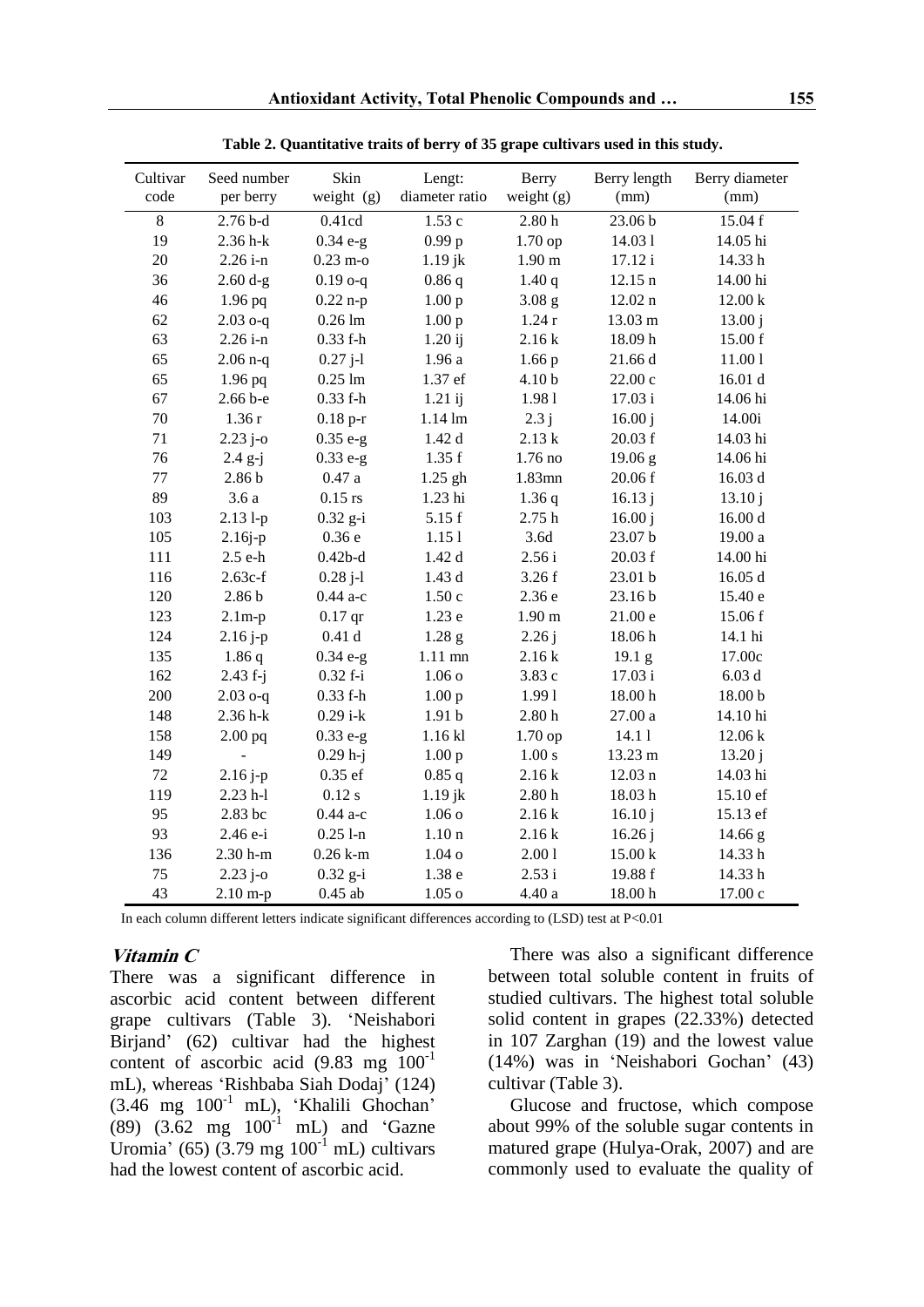**Table 2. Quantitative traits of berry of 35 grape cultivars used in this study.**

| Cultivar code | Seed number per berry | Skin weight (g) | Lengt: diameter ratio | Berry weight (g) | Berry length (mm) | Berry diameter (mm) |
|---|---|---|---|---|---|---|
| 8 | 2.76 b-d | 0.41cd | 1.53 c | 2.80 h | 23.06 b | 15.04 f |
| 19 | 2.36 h-k | 0.34 e-g | 0.99 p | 1.70 op | 14.03 l | 14.05 hi |
| 20 | 2.26 i-n | 0.23 m-o | 1.19 jk | 1.90 m | 17.12 i | 14.33 h |
| 36 | 2.60 d-g | 0.19 o-q | 0.86 q | 1.40 q | 12.15 n | 14.00 hi |
| 46 | 1.96 pq | 0.22 n-p | 1.00 p | 3.08 g | 12.02 n | 12.00 k |
| 62 | 2.03 o-q | 0.26 lm | 1.00 p | 1.24 r | 13.03 m | 13.00 j |
| 63 | 2.26 i-n | 0.33 f-h | 1.20 ij | 2.16 k | 18.09 h | 15.00 f |
| 65 | 2.06 n-q | 0.27 j-l | 1.96 a | 1.66 p | 21.66 d | 11.00 l |
| 65 | 1.96 pq | 0.25 lm | 1.37 ef | 4.10 b | 22.00 c | 16.01 d |
| 67 | 2.66 b-e | 0.33 f-h | 1.21 ij | 1.98 l | 17.03 i | 14.06 hi |
| 70 | 1.36 r | 0.18 p-r | 1.14 lm | 2.3 j | 16.00 j | 14.00i |
| 71 | 2.23 j-o | 0.35 e-g | 1.42 d | 2.13 k | 20.03 f | 14.03 hi |
| 76 | 2.4 g-j | 0.33 e-g | 1.35 f | 1.76 no | 19.06 g | 14.06 hi |
| 77 | 2.86 b | 0.47 a | 1.25 gh | 1.83mn | 20.06 f | 16.03 d |
| 89 | 3.6 a | 0.15 rs | 1.23 hi | 1.36 q | 16.13 j | 13.10 j |
| 103 | 2.13 l-p | 0.32 g-i | 5.15 f | 2.75 h | 16.00 j | 16.00 d |
| 105 | 2.16j-p | 0.36 e | 1.15 l | 3.6d | 23.07 b | 19.00 a |
| 111 | 2.5 e-h | 0.42b-d | 1.42 d | 2.56 i | 20.03 f | 14.00 hi |
| 116 | 2.63c-f | 0.28 j-l | 1.43 d | 3.26 f | 23.01 b | 16.05 d |
| 120 | 2.86 b | 0.44 a-c | 1.50 c | 2.36 e | 23.16 b | 15.40 e |
| 123 | 2.1m-p | 0.17 qr | 1.23 e | 1.90 m | 21.00 e | 15.06 f |
| 124 | 2.16 j-p | 0.41 d | 1.28 g | 2.26 j | 18.06 h | 14.1 hi |
| 135 | 1.86 q | 0.34 e-g | 1.11 mn | 2.16 k | 19.1 g | 17.00c |
| 162 | 2.43 f-j | 0.32 f-i | 1.06 o | 3.83 c | 17.03 i | 6.03 d |
| 200 | 2.03 o-q | 0.33 f-h | 1.00 p | 1.99 l | 18.00 h | 18.00 b |
| 148 | 2.36 h-k | 0.29 i-k | 1.91 b | 2.80 h | 27.00 a | 14.10 hi |
| 158 | 2.00 pq | 0.33 e-g | 1.16 kl | 1.70 op | 14.1 l | 12.06 k |
| 149 | - | 0.29 h-j | 1.00 p | 1.00 s | 13.23 m | 13.20 j |
| 72 | 2.16 j-p | 0.35 ef | 0.85 q | 2.16 k | 12.03 n | 14.03 hi |
| 119 | 2.23 h-l | 0.12 s | 1.19 jk | 2.80 h | 18.03 h | 15.10 ef |
| 95 | 2.83 bc | 0.44 a-c | 1.06 o | 2.16 k | 16.10 j | 15.13 ef |
| 93 | 2.46 e-i | 0.25 l-n | 1.10 n | 2.16 k | 16.26 j | 14.66 g |
| 136 | 2.30 h-m | 0.26 k-m | 1.04 o | 2.00 l | 15.00 k | 14.33 h |
| 75 | 2.23 j-o | 0.32 g-i | 1.38 e | 2.53 i | 19.88 f | 14.33 h |
| 43 | 2.10 m-p | 0.45 ab | 1.05 o | 4.40 a | 18.00 h | 17.00 c |

In each column different letters indicate significant differences according to (LSD) test at P<0.01

### *Vitamin C*

There was a significant difference in ascorbic acid content between different grape cultivars (Table 3). 'Neishabori Birjand' (62) cultivar had the highest content of ascorbic acid (9.83 mg $100^{-1}$ mL), whereas 'Rishbaba Siah Dodaj' (124) (3.46 mg $100^{-1}$ mL), 'Khalili Ghochan' (89) (3.62 mg $100^{-1}$ mL) and 'Gazne Uromia' (65) (3.79 mg $100^{-1}$ mL) cultivars had the lowest content of ascorbic acid.

There was also a significant difference between total soluble content in fruits of studied cultivars. The highest total soluble solid content in grapes (22.33%) detected in 107 Zarghan (19) and the lowest value (14%) was in 'Neishabori Gochan' (43) cultivar (Table 3).

Glucose and fructose, which compose about 99% of the soluble sugar contents in matured grape (Hulya-Orak, 2007) and are commonly used to evaluate the quality of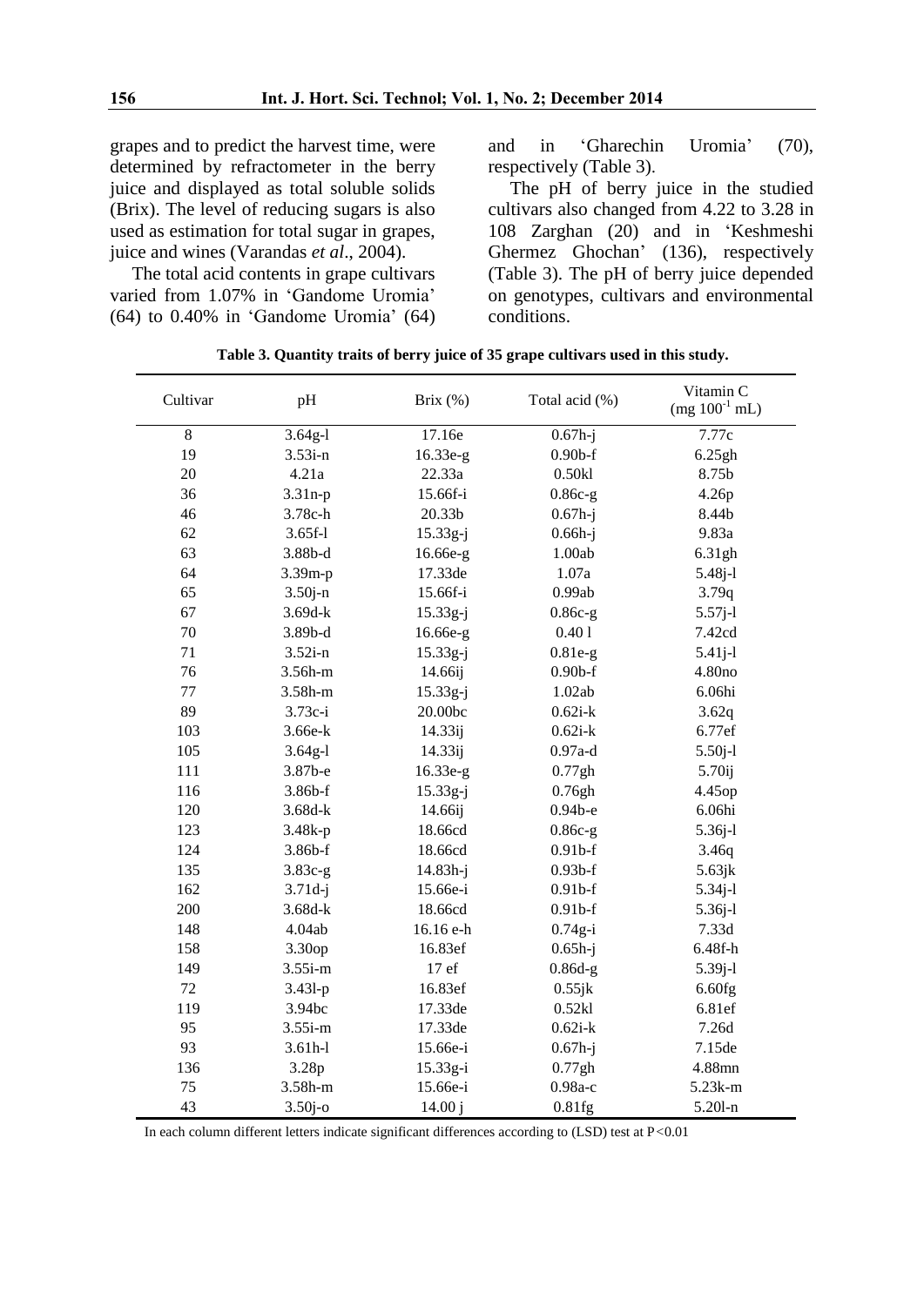grapes and to predict the harvest time, were determined by refractometer in the berry juice and displayed as total soluble solids (Brix). The level of reducing sugars is also used as estimation for total sugar in grapes, juice and wines (Varandas *et al*., 2004).

The total acid contents in grape cultivars varied from 1.07% in 'Gandome Uromia' (64) to 0.40% in 'Gandome Uromia' (64) and in 'Gharechin Uromia' (70), respectively (Table 3).

The pH of berry juice in the studied cultivars also changed from 4.22 to 3.28 in 108 Zarghan (20) and in 'Keshmeshi Ghermez Ghochan' (136), respectively (Table 3). The pH of berry juice depended on genotypes, cultivars and environmental conditions.

**Table 3. Quantity traits of berry juice of 35 grape cultivars used in this study.**

| Cultivar | pH | Brix (%) | Total acid (%) | Vitamin C (mg $100^{-1}$ mL) |
|---|---|---|---|---|
| 8 | 3.64g-l | 17.16e | 0.67h-j | 7.77c |
| 19 | 3.53i-n | 16.33e-g | 0.90b-f | 6.25gh |
| 20 | 4.21a | 22.33a | 0.50kl | 8.75b |
| 36 | 3.31n-p | 15.66f-i | 0.86c-g | 4.26p |
| 46 | 3.78c-h | 20.33b | 0.67h-j | 8.44b |
| 62 | 3.65f-l | 15.33g-j | 0.66h-j | 9.83a |
| 63 | 3.88b-d | 16.66e-g | 1.00ab | 6.31gh |
| 64 | 3.39m-p | 17.33de | 1.07a | 5.48j-l |
| 65 | 3.50j-n | 15.66f-i | 0.99ab | 3.79q |
| 67 | 3.69d-k | 15.33g-j | 0.86c-g | 5.57j-l |
| 70 | 3.89b-d | 16.66e-g | 0.40 l | 7.42cd |
| 71 | 3.52i-n | 15.33g-j | 0.81e-g | 5.41j-l |
| 76 | 3.56h-m | 14.66ij | 0.90b-f | 4.80no |
| 77 | 3.58h-m | 15.33g-j | 1.02ab | 6.06hi |
| 89 | 3.73c-i | 20.00bc | 0.62i-k | 3.62q |
| 103 | 3.66e-k | 14.33ij | 0.62i-k | 6.77ef |
| 105 | 3.64g-l | 14.33ij | 0.97a-d | 5.50j-l |
| 111 | 3.87b-e | 16.33e-g | 0.77gh | 5.70ij |
| 116 | 3.86b-f | 15.33g-j | 0.76gh | 4.45op |
| 120 | 3.68d-k | 14.66ij | 0.94b-e | 6.06hi |
| 123 | 3.48k-p | 18.66cd | 0.86c-g | 5.36j-l |
| 124 | 3.86b-f | 18.66cd | 0.91b-f | 3.46q |
| 135 | 3.83c-g | 14.83h-j | 0.93b-f | 5.63jk |
| 162 | 3.71d-j | 15.66e-i | 0.91b-f | 5.34j-l |
| 200 | 3.68d-k | 18.66cd | 0.91b-f | 5.36j-l |
| 148 | 4.04ab | 16.16 e-h | 0.74g-i | 7.33d |
| 158 | 3.30op | 16.83ef | 0.65h-j | 6.48f-h |
| 149 | 3.55i-m | 17 ef | 0.86d-g | 5.39j-l |
| 72 | 3.43l-p | 16.83ef | 0.55jk | 6.60fg |
| 119 | 3.94bc | 17.33de | 0.52kl | 6.81ef |
| 95 | 3.55i-m | 17.33de | 0.62i-k | 7.26d |
| 93 | 3.61h-l | 15.66e-i | 0.67h-j | 7.15de |
| 136 | 3.28p | 15.33g-i | 0.77gh | 4.88mn |
| 75 | 3.58h-m | 15.66e-i | 0.98a-c | 5.23k-m |
| 43 | 3.50j-o | 14.00 j | 0.81fg | 5.20l-n |

In each column different letters indicate significant differences according to (LSD) test at $P<0.01$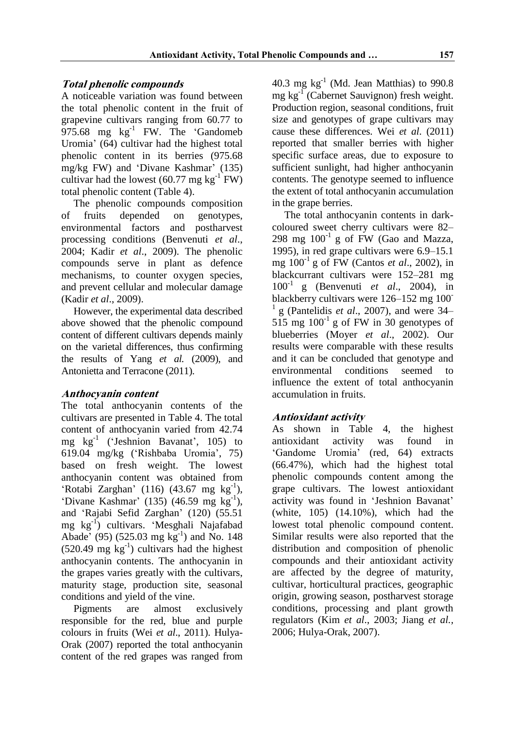### *Total phenolic compounds*

A noticeable variation was found between the total phenolic content in the fruit of grapevine cultivars ranging from 60.77 to 975.68 mg $kg^{-1}$ FW. The 'Gandomeb Uromia' (64) cultivar had the highest total phenolic content in its berries (975.68 mg/kg FW) and 'Divane Kashmar' (135) cultivar had the lowest (60.77 mg $kg^{-1}$ FW) total phenolic content (Table 4).

The phenolic compounds composition of fruits depended on genotypes, environmental factors and postharvest processing conditions (Benvenuti *et al*., 2004; Kadir *et al*., 2009). The phenolic compounds serve in plant as defence mechanisms, to counter oxygen species, and prevent cellular and molecular damage (Kadir *et al*., 2009).

However, the experimental data described above showed that the phenolic compound content of different cultivars depends mainly on the varietal differences, thus confirming the results of Yang *et al.* (2009), and Antonietta and Terracone (2011).

### *Anthocyanin content*

The total anthocyanin contents of the cultivars are presented in Table 4. The total content of anthocyanin varied from 42.74 mg $kg^{-1}$ ('Jeshnion Bavanat', 105) to 619.04 mg/kg ('Rishbaba Uromia', 75) based on fresh weight. The lowest anthocyanin content was obtained from 'Rotabi Zarghan' (116) (43.67 mg $kg^{-1}$), 'Divane Kashmar' (135) (46.59 mg $kg^{-1}$), and 'Rajabi Sefid Zarghan' (120) (55.51 mg $kg^{-1}$) cultivars. 'Mesghali Najafabad Abade' (95) (525.03 mg $kg^{-1}$) and No. 148 (520.49 mg $kg^{-1}$) cultivars had the highest anthocyanin contents. The anthocyanin in the grapes varies greatly with the cultivars, maturity stage, production site, seasonal conditions and yield of the vine.

Pigments are almost exclusively responsible for the red, blue and purple colours in fruits (Wei *et al*., 2011). Hulya-Orak (2007) reported the total anthocyanin content of the red grapes was ranged from 40.3 mg $kg^{-1}$ (Md. Jean Matthias) to 990.8 mg $kg^{-1}$ (Cabernet Sauvignon) fresh weight. Production region, seasonal conditions, fruit size and genotypes of grape cultivars may cause these differences. Wei *et al*. (2011) reported that smaller berries with higher specific surface areas, due to exposure to sufficient sunlight, had higher anthocyanin contents. The genotype seemed to influence the extent of total anthocyanin accumulation in the grape berries.

The total anthocyanin contents in dark-coloured sweet cherry cultivars were 82–298 mg $100^{-1}$ g of FW (Gao and Mazza, 1995), in red grape cultivars were 6.9–15.1 mg $100^{-1}$ g of FW (Cantos *et al*., 2002), in blackcurrant cultivars were 152–281 mg $100^{-1}$ g (Benvenuti *et al*., 2004), in blackberry cultivars were 126–152 mg $100^{-1}$ g (Pantelidis *et al*., 2007), and were 34–515 mg $100^{-1}$ g of FW in 30 genotypes of blueberries (Moyer *et al*., 2002). Our results were comparable with these results and it can be concluded that genotype and environmental conditions seemed to influence the extent of total anthocyanin accumulation in fruits.

### *Antioxidant activity*

As shown in Table 4, the highest antioxidant activity was found in 'Gandome Uromia' (red, 64) extracts (66.47%), which had the highest total phenolic compounds content among the grape cultivars. The lowest antioxidant activity was found in 'Jeshnion Bavanat' (white, 105) (14.10%), which had the lowest total phenolic compound content. Similar results were also reported that the distribution and composition of phenolic compounds and their antioxidant activity are affected by the degree of maturity, cultivar, horticultural practices, geographic origin, growing season, postharvest storage conditions, processing and plant growth regulators (Kim *et al*., 2003; Jiang *et al.*, 2006; Hulya-Orak, 2007).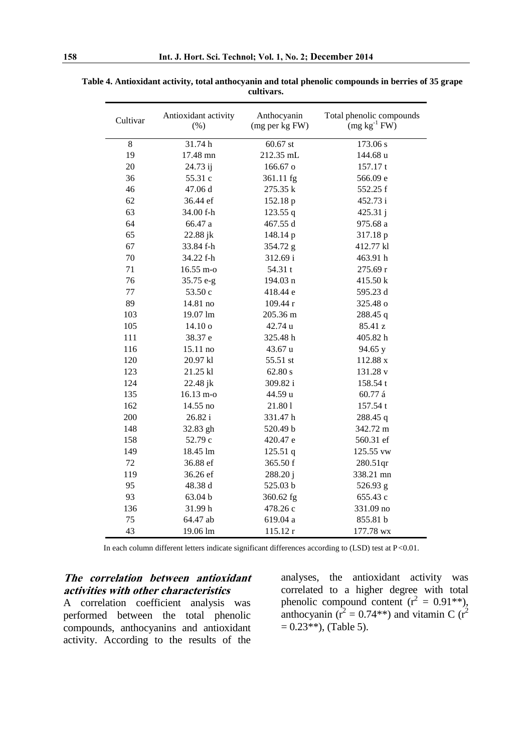**Table 4. Antioxidant activity, total anthocyanin and total phenolic compounds in berries of 35 grape cultivars.**

| Cultivar | Antioxidant activity (%) | Anthocyanin (mg per kg FW) | Total phenolic compounds ($mg\ kg^{-1}$ FW) |
|---|---|---|---|
| 8 | 31.74 h | 60.67 st | 173.06 s |
| 19 | 17.48 mn | 212.35 mL | 144.68 u |
| 20 | 24.73 ij | 166.67 o | 157.17 t |
| 36 | 55.31 c | 361.11 fg | 566.09 e |
| 46 | 47.06 d | 275.35 k | 552.25 f |
| 62 | 36.44 ef | 152.18 p | 452.73 i |
| 63 | 34.00 f-h | 123.55 q | 425.31 j |
| 64 | 66.47 a | 467.55 d | 975.68 a |
| 65 | 22.88 jk | 148.14 p | 317.18 p |
| 67 | 33.84 f-h | 354.72 g | 412.77 kl |
| 70 | 34.22 f-h | 312.69 i | 463.91 h |
| 71 | 16.55 m-o | 54.31 t | 275.69 r |
| 76 | 35.75 e-g | 194.03 n | 415.50 k |
| 77 | 53.50 c | 418.44 e | 595.23 d |
| 89 | 14.81 no | 109.44 r | 325.48 o |
| 103 | 19.07 lm | 205.36 m | 288.45 q |
| 105 | 14.10 o | 42.74 u | 85.41 z |
| 111 | 38.37 e | 325.48 h | 405.82 h |
| 116 | 15.11 no | 43.67 u | 94.65 y |
| 120 | 20.97 kl | 55.51 st | 112.88 x |
| 123 | 21.25 kl | 62.80 s | 131.28 v |
| 124 | 22.48 jk | 309.82 i | 158.54 t |
| 135 | 16.13 m-o | 44.59 u | 60.77 á |
| 162 | 14.55 no | 21.80 l | 157.54 t |
| 200 | 26.82 i | 331.47 h | 288.45 q |
| 148 | 32.83 gh | 520.49 b | 342.72 m |
| 158 | 52.79 c | 420.47 e | 560.31 ef |
| 149 | 18.45 lm | 125.51 q | 125.55 vw |
| 72 | 36.88 ef | 365.50 f | 280.51qr |
| 119 | 36.26 ef | 288.20 j | 338.21 mn |
| 95 | 48.38 d | 525.03 b | 526.93 g |
| 93 | 63.04 b | 360.62 fg | 655.43 c |
| 136 | 31.99 h | 478.26 c | 331.09 no |
| 75 | 64.47 ab | 619.04 a | 855.81 b |
| 43 | 19.06 lm | 115.12 r | 177.78 wx |

In each column different letters indicate significant differences according to (LSD) test at $P<0.01$.

### *The correlation between antioxidant activities with other characteristics*

A correlation coefficient analysis was performed between the total phenolic compounds, anthocyanins and antioxidant activity. According to the results of the analyses, the antioxidant activity was correlated to a higher degree with total phenolic compound content ($r^2 = 0.91^{**}$), anthocyanin ($r^2 = 0.74^{**}$) and vitamin C ($r^2 = 0.23^{**}$), (Table 5).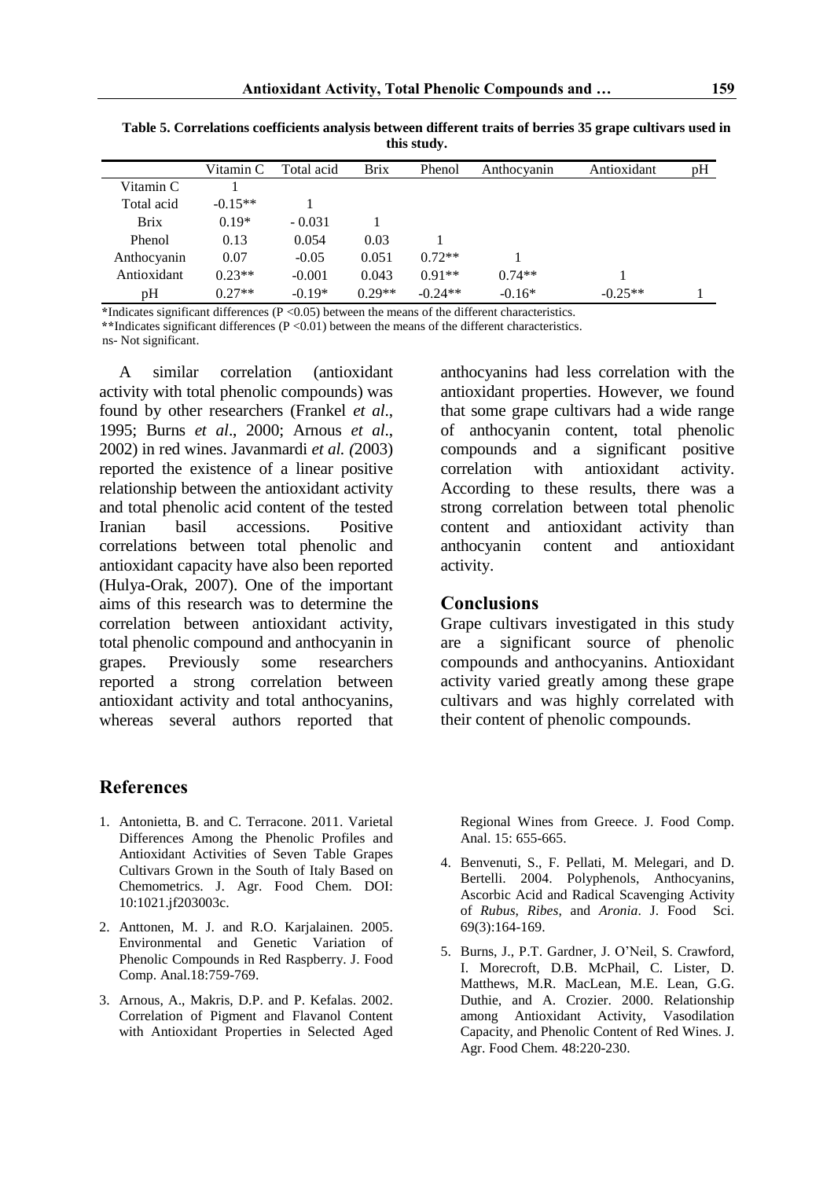**Table 5. Correlations coefficients analysis between different traits of berries 35 grape cultivars used in this study.**

| | Vitamin C | Total acid | Brix | Phenol | Anthocyanin | Antioxidant | pH |
|---|---|---|---|---|---|---|---|
| Vitamin C | 1 | | | | | | |
| Total acid | -0.15** | 1 | | | | | |
| Brix | 0.19* | - 0.031 | 1 | | | | |
| Phenol | 0.13 | 0.054 | 0.03 | 1 | | | |
| Anthocyanin | 0.07 | -0.05 | 0.051 | 0.72** | 1 | | |
| Antioxidant | 0.23** | -0.001 | 0.043 | 0.91** | 0.74** | 1 | |
| pH | 0.27** | -0.19* | 0.29** | -0.24** | -0.16* | -0.25** | 1 |

*Indicates significant differences ($P < 0.05$) between the means of the different characteristics.
**Indicates significant differences ($P < 0.01$) between the means of the different characteristics.
ns- Not significant.

A similar correlation (antioxidant activity with total phenolic compounds) was found by other researchers (Frankel *et al*., 1995; Burns *et al*., 2000; Arnous *et al*., 2002) in red wines. Javanmardi *et al. (*2003) reported the existence of a linear positive relationship between the antioxidant activity and total phenolic acid content of the tested Iranian basil accessions. Positive correlations between total phenolic and antioxidant capacity have also been reported (Hulya-Orak, 2007). One of the important aims of this research was to determine the correlation between antioxidant activity, total phenolic compound and anthocyanin in grapes. Previously some researchers reported a strong correlation between antioxidant activity and total anthocyanins, whereas several authors reported that anthocyanins had less correlation with the antioxidant properties. However, we found that some grape cultivars had a wide range of anthocyanin content, total phenolic compounds and a significant positive correlation with antioxidant activity. According to these results, there was a strong correlation between total phenolic content and antioxidant activity than anthocyanin content and antioxidant activity.

## Conclusions

Grape cultivars investigated in this study are a significant source of phenolic compounds and anthocyanins. Antioxidant activity varied greatly among these grape cultivars and was highly correlated with their content of phenolic compounds.

## References

1. Antonietta, B. and C. Terracone. 2011. Varietal Differences Among the Phenolic Profiles and Antioxidant Activities of Seven Table Grapes Cultivars Grown in the South of Italy Based on Chemometrics. J. Agr. Food Chem. DOI: 10:1021.jf203003c.
2. Anttonen, M. J. and R.O. Karjalainen. 2005. Environmental and Genetic Variation of Phenolic Compounds in Red Raspberry. J. Food Comp. Anal.18:759-769.
3. Arnous, A., Makris, D.P. and P. Kefalas. 2002. Correlation of Pigment and Flavanol Content with Antioxidant Properties in Selected Aged Regional Wines from Greece. J. Food Comp. Anal. 15: 655-665.
4. Benvenuti, S., F. Pellati, M. Melegari, and D. Bertelli. 2004. Polyphenols, Anthocyanins, Ascorbic Acid and Radical Scavenging Activity of *Rubus*, *Ribes*, and *Aronia*. J. Food Sci. 69(3):164-169.
5. Burns, J., P.T. Gardner, J. O'Neil, S. Crawford, I. Morecroft, D.B. McPhail, C. Lister, D. Matthews, M.R. MacLean, M.E. Lean, G.G. Duthie, and A. Crozier. 2000. Relationship among Antioxidant Activity, Vasodilation Capacity, and Phenolic Content of Red Wines. J. Agr. Food Chem. 48:220-230.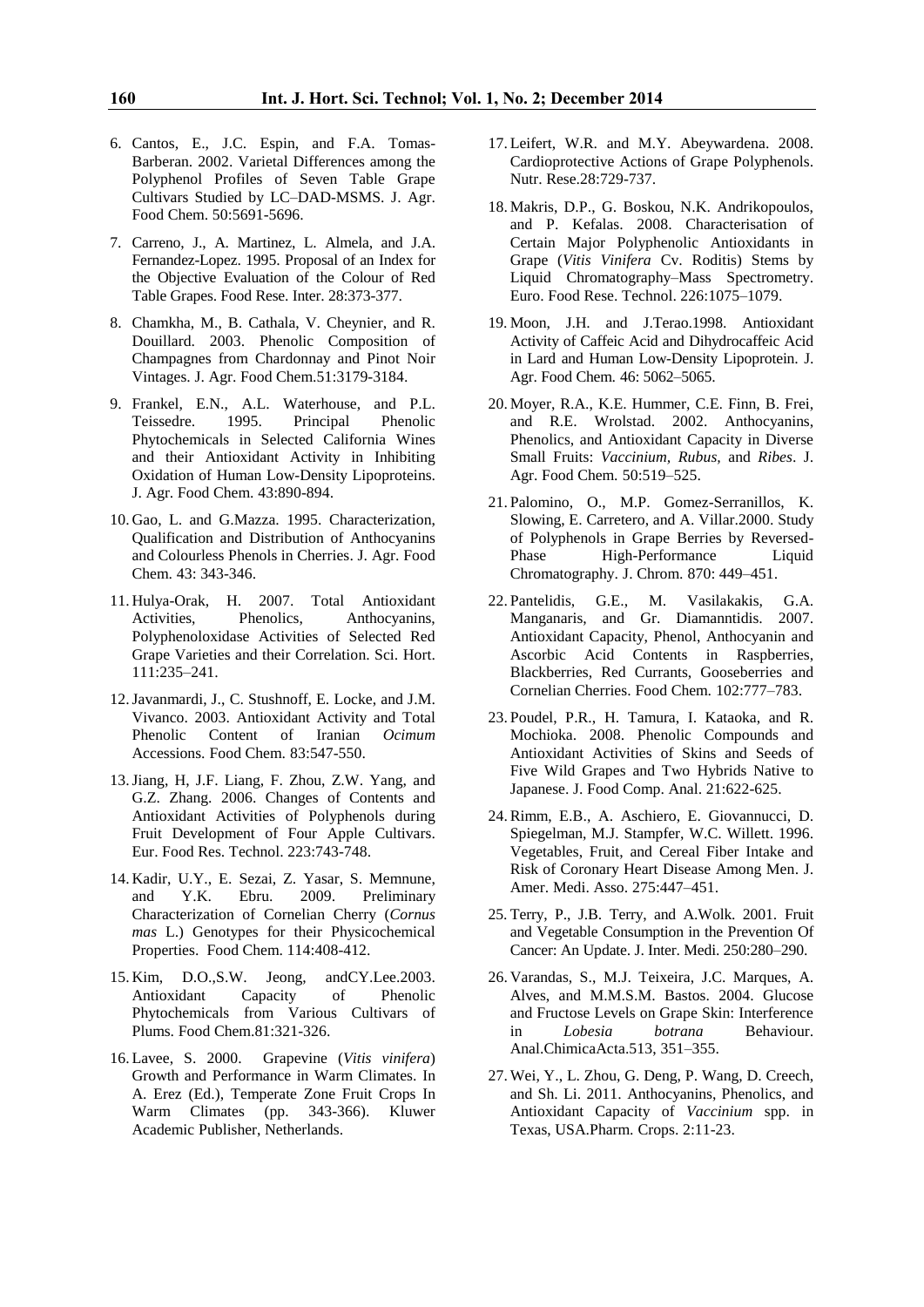6. Cantos, E., J.C. Espin, and F.A. Tomas-Barberan. 2002. Varietal Differences among the Polyphenol Profiles of Seven Table Grape Cultivars Studied by LC–DAD-MSMS. J. Agr. Food Chem. 50:5691-5696.

7. Carreno, J., A. Martinez, L. Almela, and J.A. Fernandez-Lopez. 1995. Proposal of an Index for the Objective Evaluation of the Colour of Red Table Grapes. Food Rese. Inter. 28:373-377.

8. Chamkha, M., B. Cathala, V. Cheynier, and R. Douillard. 2003. Phenolic Composition of Champagnes from Chardonnay and Pinot Noir Vintages. J. Agr. Food Chem.51:3179-3184.

9. Frankel, E.N., A.L. Waterhouse, and P.L. Teissedre. 1995. Principal Phenolic Phytochemicals in Selected California Wines and their Antioxidant Activity in Inhibiting Oxidation of Human Low-Density Lipoproteins. J. Agr. Food Chem. 43:890-894.

10. Gao, L. and G.Mazza. 1995. Characterization, Qualification and Distribution of Anthocyanins and Colourless Phenols in Cherries. J. Agr. Food Chem. 43: 343-346.

11. Hulya-Orak, H. 2007. Total Antioxidant Activities, Phenolics, Anthocyanins, Polyphenoloxidase Activities of Selected Red Grape Varieties and their Correlation. Sci. Hort. 111:235–241.

12. Javanmardi, J., C. Stushnoff, E. Locke, and J.M. Vivanco. 2003. Antioxidant Activity and Total Phenolic Content of Iranian *Ocimum* Accessions. Food Chem. 83:547-550.

13. Jiang, H, J.F. Liang, F. Zhou, Z.W. Yang, and G.Z. Zhang. 2006. Changes of Contents and Antioxidant Activities of Polyphenols during Fruit Development of Four Apple Cultivars. Eur. Food Res. Technol. 223:743-748.

14. Kadir, U.Y., E. Sezai, Z. Yasar, S. Memnune, and Y.K. Ebru. 2009. Preliminary Characterization of Cornelian Cherry (*Cornus mas* L.) Genotypes for their Physicochemical Properties. Food Chem. 114:408-412.

15. Kim, D.O.,S.W. Jeong, andCY.Lee.2003. Antioxidant Capacity of Phenolic Phytochemicals from Various Cultivars of Plums. Food Chem.81:321-326.

16. Lavee, S. 2000. Grapevine (*Vitis vinifera*) Growth and Performance in Warm Climates. In A. Erez (Ed.), Temperate Zone Fruit Crops In Warm Climates (pp. 343-366). Kluwer Academic Publisher, Netherlands.

17. Leifert, W.R. and M.Y. Abeywardena. 2008. Cardioprotective Actions of Grape Polyphenols. Nutr. Rese.28:729-737.

18. Makris, D.P., G. Boskou, N.K. Andrikopoulos, and P. Kefalas. 2008. Characterisation of Certain Major Polyphenolic Antioxidants in Grape (*Vitis Vinifera* Cv. Roditis) Stems by Liquid Chromatography–Mass Spectrometry. Euro. Food Rese. Technol. 226:1075–1079.

19. Moon, J.H. and J.Terao.1998. Antioxidant Activity of Caffeic Acid and Dihydrocaffeic Acid in Lard and Human Low-Density Lipoprotein. J. Agr. Food Chem. 46: 5062–5065.

20. Moyer, R.A., K.E. Hummer, C.E. Finn, B. Frei, and R.E. Wrolstad. 2002. Anthocyanins, Phenolics, and Antioxidant Capacity in Diverse Small Fruits: *Vaccinium, Rubus,* and *Ribes*. J. Agr. Food Chem. 50:519–525.

21. Palomino, O., M.P. Gomez-Serranillos, K. Slowing, E. Carretero, and A. Villar.2000. Study of Polyphenols in Grape Berries by Reversed-Phase High-Performance Liquid Chromatography. J. Chrom. 870: 449–451.

22. Pantelidis, G.E., M. Vasilakakis, G.A. Manganaris, and Gr. Diamanntidis. 2007. Antioxidant Capacity, Phenol, Anthocyanin and Ascorbic Acid Contents in Raspberries, Blackberries, Red Currants, Gooseberries and Cornelian Cherries. Food Chem. 102:777–783.

23. Poudel, P.R., H. Tamura, I. Kataoka, and R. Mochioka. 2008. Phenolic Compounds and Antioxidant Activities of Skins and Seeds of Five Wild Grapes and Two Hybrids Native to Japanese. J. Food Comp. Anal. 21:622-625.

24. Rimm, E.B., A. Aschiero, E. Giovannucci, D. Spiegelman, M.J. Stampfer, W.C. Willett. 1996. Vegetables, Fruit, and Cereal Fiber Intake and Risk of Coronary Heart Disease Among Men. J. Amer. Medi. Asso. 275:447–451.

25. Terry, P., J.B. Terry, and A.Wolk. 2001. Fruit and Vegetable Consumption in the Prevention Of Cancer: An Update. J. Inter. Medi. 250:280–290.

26. Varandas, S., M.J. Teixeira, J.C. Marques, A. Alves, and M.M.S.M. Bastos. 2004. Glucose and Fructose Levels on Grape Skin: Interference in *Lobesia botrana* Behaviour. Anal.ChimicaActa.513, 351–355.

27. Wei, Y., L. Zhou, G. Deng, P. Wang, D. Creech, and Sh. Li. 2011. Anthocyanins, Phenolics, and Antioxidant Capacity of *Vaccinium* spp. in Texas, USA.Pharm. Crops. 2:11-23.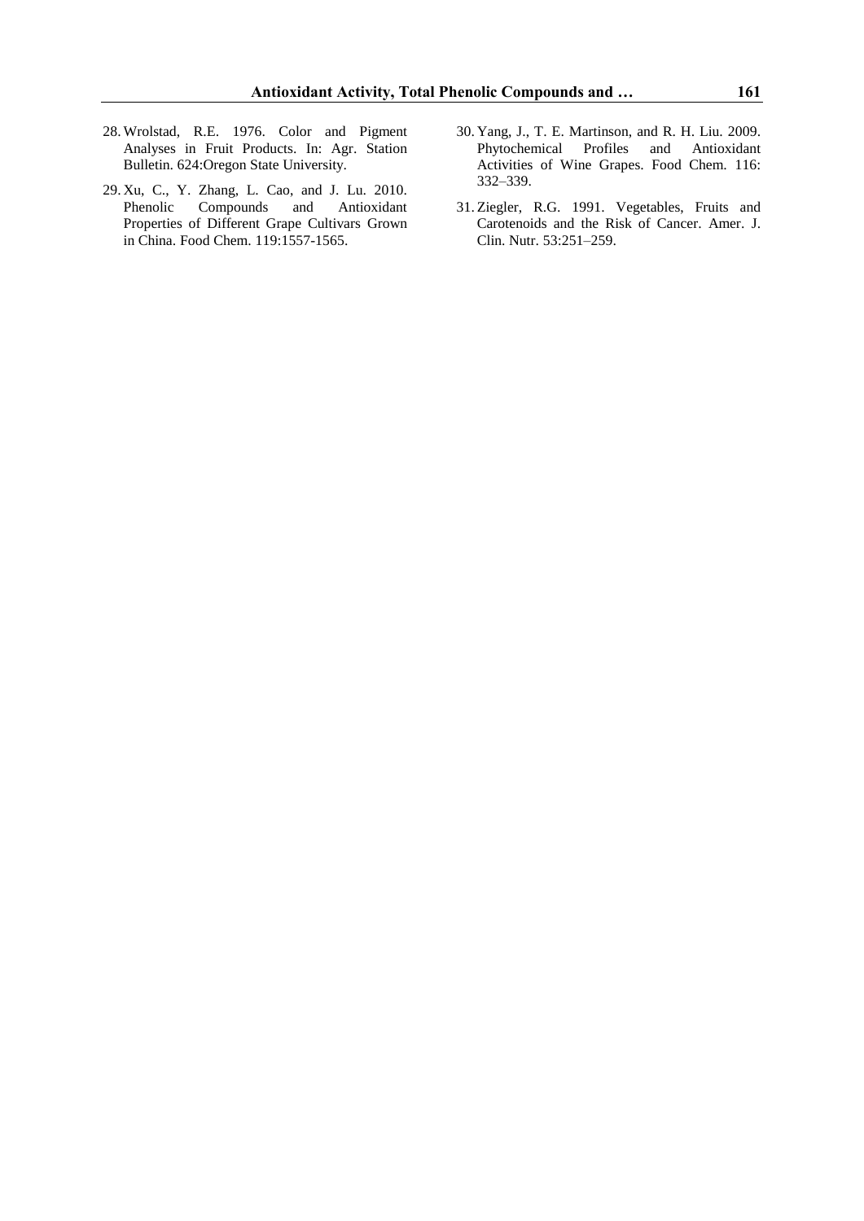28. Wrolstad, R.E. 1976. Color and Pigment Analyses in Fruit Products. In: Agr. Station Bulletin. 624:Oregon State University.

29. Xu, C., Y. Zhang, L. Cao, and J. Lu. 2010. Phenolic Compounds and Antioxidant Properties of Different Grape Cultivars Grown in China. Food Chem. 119:1557-1565.

30. Yang, J., T. E. Martinson, and R. H. Liu. 2009. Phytochemical Profiles and Antioxidant Activities of Wine Grapes. Food Chem. 116: 332–339.

31. Ziegler, R.G. 1991. Vegetables, Fruits and Carotenoids and the Risk of Cancer. Amer. J. Clin. Nutr. 53:251–259.